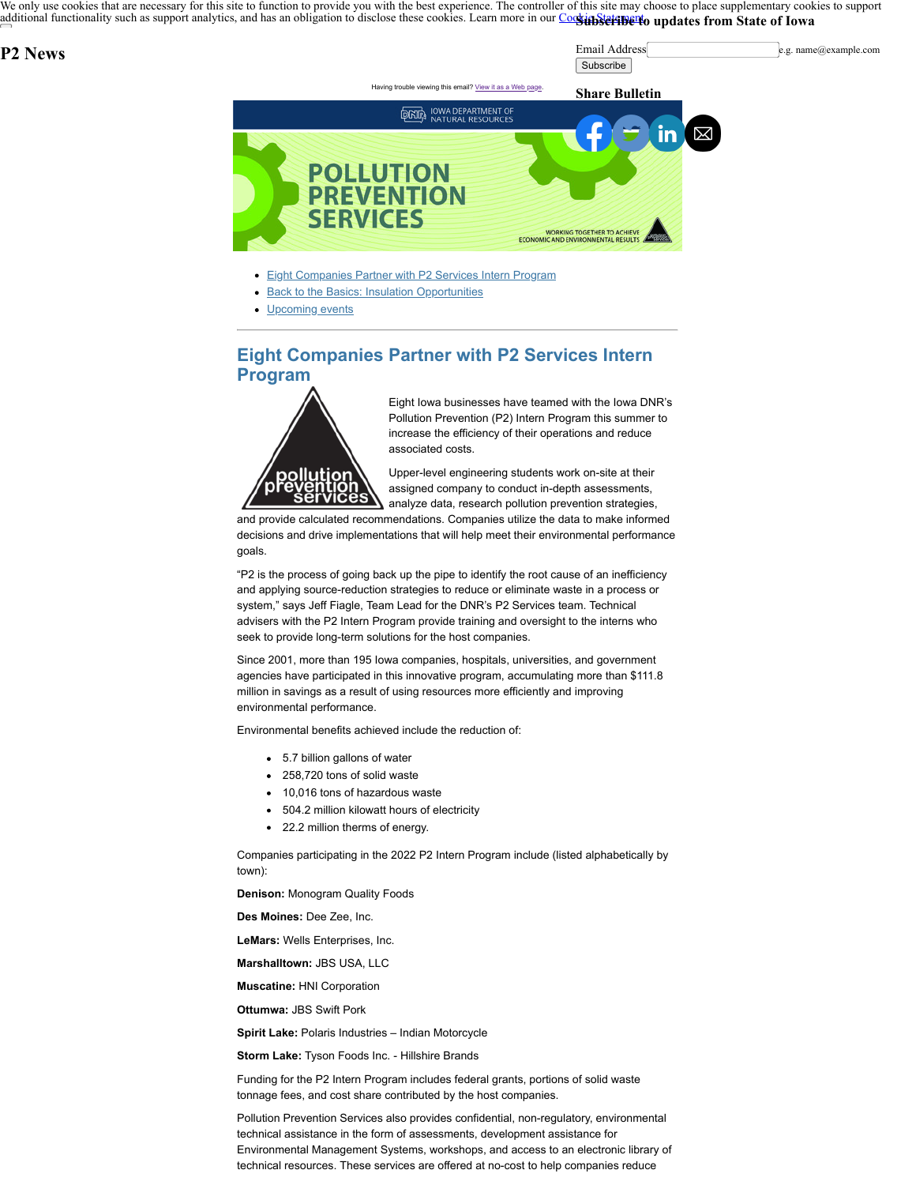We only use cookies that are necessary for this site to function to provide you with the best experience. The controller of this site may choose to place supplementary cookies to support additional functionality such as support analytics, and has an obligation to disclose these cookies. Learn more in our Cookie Statement.

# P2 News

**Subscribe to updates from State of Iowa**

Email Address e.g. name@example.com

Subscribe

**Share Bulletin**

Having trouble viewing this email? View it as a Web page.

- Eight Companies Partner with P2 Services Intern Program
- Back to the Basics: Insulation Opportunities
- Upcoming events

---

## Eight Companies Partner with P2 Services Intern Program

Eight Iowa businesses have teamed with the Iowa DNR's Pollution Prevention (P2) Intern Program this summer to increase the efficiency of their operations and reduce associated costs.

Upper-level engineering students work on-site at their assigned company to conduct in-depth assessments, analyze data, research pollution prevention strategies, and provide calculated recommendations. Companies utilize the data to make informed decisions and drive implementations that will help meet their environmental performance goals.

"P2 is the process of going back up the pipe to identify the root cause of an inefficiency and applying source-reduction strategies to reduce or eliminate waste in a process or system," says Jeff Fiagle, Team Lead for the DNR's P2 Services team. Technical advisers with the P2 Intern Program provide training and oversight to the interns who seek to provide long-term solutions for the host companies.

Since 2001, more than 195 Iowa companies, hospitals, universities, and government agencies have participated in this innovative program, accumulating more than $111.8 million in savings as a result of using resources more efficiently and improving environmental performance.

Environmental benefits achieved include the reduction of:

- 5.7 billion gallons of water
- 258,720 tons of solid waste
- 10,016 tons of hazardous waste
- 504.2 million kilowatt hours of electricity
- 22.2 million therms of energy.

Companies participating in the 2022 P2 Intern Program include (listed alphabetically by town):

**Denison:** Monogram Quality Foods

**Des Moines:** Dee Zee, Inc.

**LeMars:** Wells Enterprises, Inc.

**Marshalltown:** JBS USA, LLC

**Muscatine:** HNI Corporation

**Ottumwa:** JBS Swift Pork

**Spirit Lake:** Polaris Industries – Indian Motorcycle

**Storm Lake:** Tyson Foods Inc. - Hillshire Brands

Funding for the P2 Intern Program includes federal grants, portions of solid waste tonnage fees, and cost share contributed by the host companies.

Pollution Prevention Services also provides confidential, non-regulatory, environmental technical assistance in the form of assessments, development assistance for Environmental Management Systems, workshops, and access to an electronic library of technical resources. These services are offered at no-cost to help companies reduce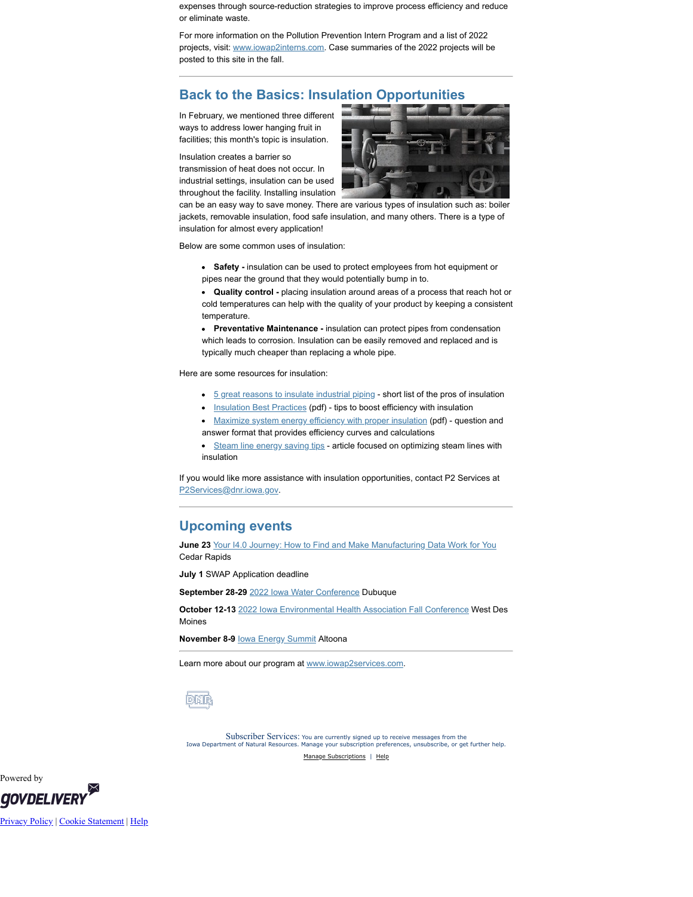expenses through source-reduction strategies to improve process efficiency and reduce or eliminate waste.

For more information on the Pollution Prevention Intern Program and a list of 2022 projects, visit: [www.iowap2interns.com](www.iowap2interns.com). Case summaries of the 2022 projects will be posted to this site in the fall.

---

## Back to the Basics: Insulation Opportunities

In February, we mentioned three different ways to address lower hanging fruit in facilities; this month's topic is insulation.

Insulation creates a barrier so transmission of heat does not occur. In industrial settings, insulation can be used throughout the facility. Installing insulation can be an easy way to save money. There are various types of insulation such as: boiler jackets, removable insulation, food safe insulation, and many others. There is a type of insulation for almost every application!

Below are some common uses of insulation:

- **Safety -** insulation can be used to protect employees from hot equipment or pipes near the ground that they would potentially bump in to.
- **Quality control -** placing insulation around areas of a process that reach hot or cold temperatures can help with the quality of your product by keeping a consistent temperature.
- **Preventative Maintenance -** insulation can protect pipes from condensation which leads to corrosion. Insulation can be easily removed and replaced and is typically much cheaper than replacing a whole pipe.

Here are some resources for insulation:

- 5 great reasons to insulate industrial piping - short list of the pros of insulation
- Insulation Best Practices (pdf) - tips to boost efficiency with insulation
- Maximize system energy efficiency with proper insulation (pdf) - question and answer format that provides efficiency curves and calculations
- Steam line energy saving tips - article focused on optimizing steam lines with insulation

If you would like more assistance with insulation opportunities, contact P2 Services at P2Services@dnr.iowa.gov.

---

## Upcoming events

**June 23** Your I4.0 Journey: How to Find and Make Manufacturing Data Work for You Cedar Rapids

**July 1** SWAP Application deadline

**September 28-29** 2022 Iowa Water Conference Dubuque

**October 12-13** 2022 Iowa Environmental Health Association Fall Conference West Des Moines

**November 8-9** Iowa Energy Summit Altoona

---

Learn more about our program at [www.iowap2services.com](www.iowap2services.com).

Subscriber Services: You are currently signed up to receive messages from the Iowa Department of Natural Resources. Manage your subscription preferences, unsubscribe, or get further help.

Manage Subscriptions | Help

Powered by GOVDELIVERY

Privacy Policy | Cookie Statement | Help